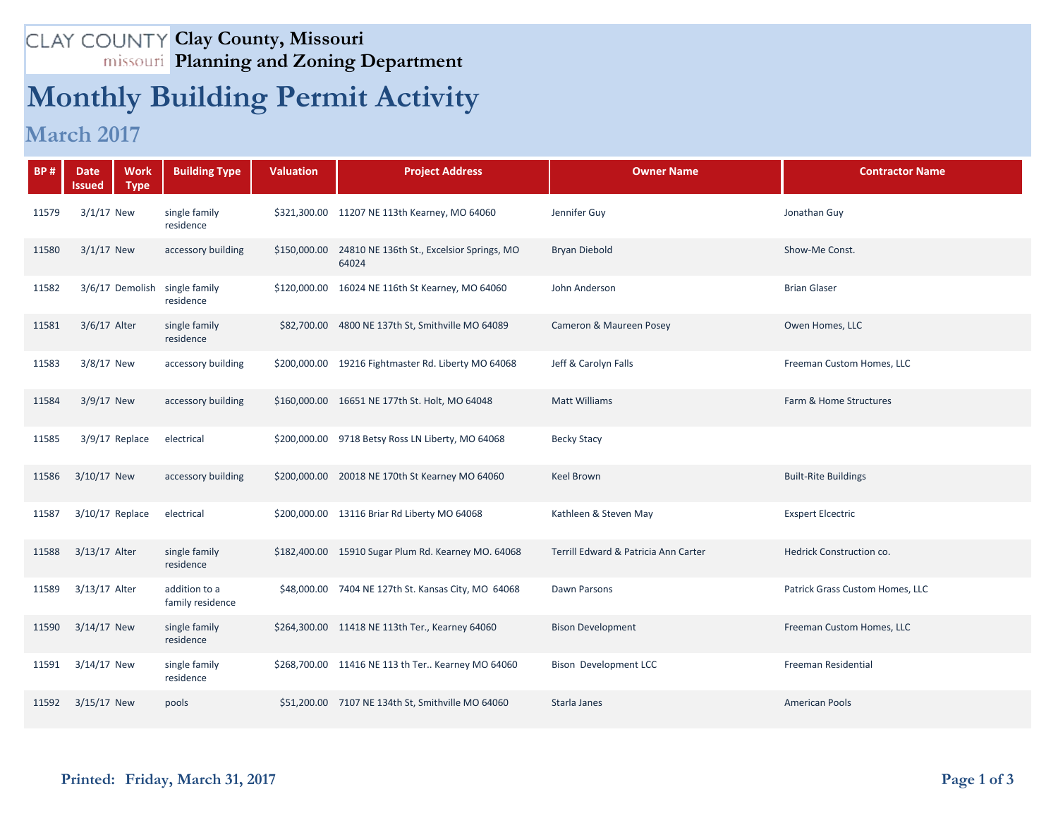CLAY COUNTY missouri

# Clay County, Missouri
## Planning and Zoning Department

# Monthly Building Permit Activity

## March 2017

| BP # | Date Issued | Work Type | Building Type | Valuation | Project Address | Owner Name | Contractor Name |
|---|---|---|---|---|---|---|---|
| 11579 | 3/1/17 | New | single family residence | $321,300.00 | 11207 NE 113th Kearney, MO 64060 | Jennifer Guy | Jonathan Guy |
| 11580 | 3/1/17 | New | accessory building | $150,000.00 | 24810 NE 136th St., Excelsior Springs, MO 64024 | Bryan Diebold | Show-Me Const. |
| 11582 | 3/6/17 | Demolish | single family residence | $120,000.00 | 16024 NE 116th St Kearney, MO 64060 | John Anderson | Brian Glaser |
| 11581 | 3/6/17 | Alter | single family residence | $82,700.00 | 4800 NE 137th St, Smithville MO 64089 | Cameron & Maureen Posey | Owen Homes, LLC |
| 11583 | 3/8/17 | New | accessory building | $200,000.00 | 19216 Fightmaster Rd. Liberty MO 64068 | Jeff & Carolyn Falls | Freeman Custom Homes, LLC |
| 11584 | 3/9/17 | New | accessory building | $160,000.00 | 16651 NE 177th St. Holt, MO 64048 | Matt Williams | Farm & Home Structures |
| 11585 | 3/9/17 | Replace | electrical | $200,000.00 | 9718 Betsy Ross LN Liberty, MO 64068 | Becky Stacy | |
| 11586 | 3/10/17 | New | accessory building | $200,000.00 | 20018 NE 170th St Kearney MO 64060 | Keel Brown | Built-Rite Buildings |
| 11587 | 3/10/17 | Replace | electrical | $200,000.00 | 13116 Briar Rd Liberty MO 64068 | Kathleen & Steven May | Exspert Elcectric |
| 11588 | 3/13/17 | Alter | single family residence | $182,400.00 | 15910 Sugar Plum Rd. Kearney MO. 64068 | Terrill Edward & Patricia Ann Carter | Hedrick Construction co. |
| 11589 | 3/13/17 | Alter | addition to a family residence | $48,000.00 | 7404 NE 127th St. Kansas City, MO 64068 | Dawn Parsons | Patrick Grass Custom Homes, LLC |
| 11590 | 3/14/17 | New | single family residence | $264,300.00 | 11418 NE 113th Ter., Kearney 64060 | Bison Development | Freeman Custom Homes, LLC |
| 11591 | 3/14/17 | New | single family residence | $268,700.00 | 11416 NE 113 th Ter.. Kearney MO 64060 | Bison Development LCC | Freeman Residential |
| 11592 | 3/15/17 | New | pools | $51,200.00 | 7107 NE 134th St, Smithville MO 64060 | Starla Janes | American Pools |

**Printed: Friday, March 31, 2017**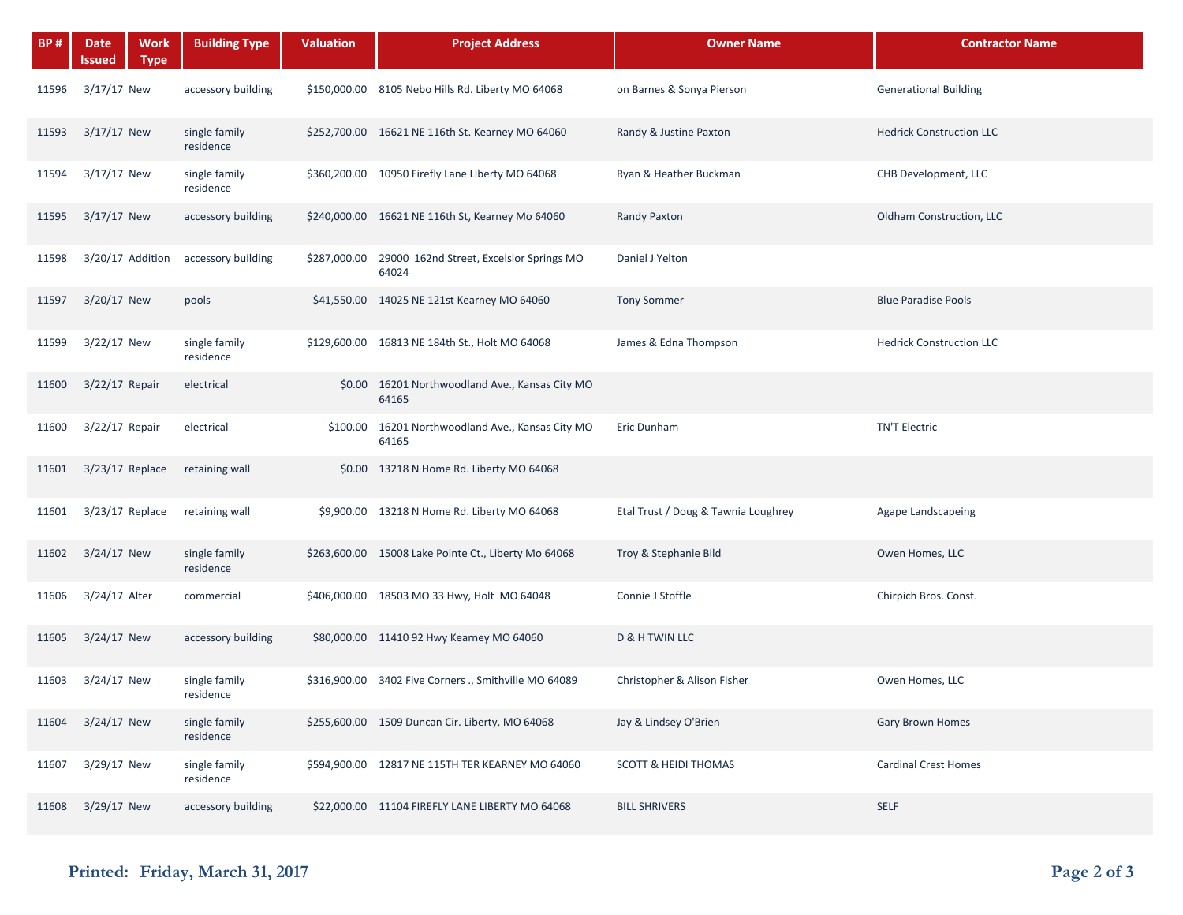| BP # | Date Issued | Work Type | Building Type | Valuation | Project Address | Owner Name | Contractor Name |
|---|---|---|---|---|---|---|---|
| 11596 | 3/17/17 | New | accessory building | $150,000.00 | 8105 Nebo Hills Rd. Liberty MO 64068 | on Barnes & Sonya Pierson | Generational Building |
| 11593 | 3/17/17 | New | single family residence | $252,700.00 | 16621 NE 116th St. Kearney MO 64060 | Randy & Justine Paxton | Hedrick Construction LLC |
| 11594 | 3/17/17 | New | single family residence | $360,200.00 | 10950 Firefly Lane Liberty MO 64068 | Ryan & Heather Buckman | CHB Development, LLC |
| 11595 | 3/17/17 | New | accessory building | $240,000.00 | 16621 NE 116th St, Kearney Mo 64060 | Randy Paxton | Oldham Construction, LLC |
| 11598 | 3/20/17 | Addition | accessory building | $287,000.00 | 29000 162nd Street, Excelsior Springs MO 64024 | Daniel J Yelton | |
| 11597 | 3/20/17 | New | pools | $41,550.00 | 14025 NE 121st Kearney MO 64060 | Tony Sommer | Blue Paradise Pools |
| 11599 | 3/22/17 | New | single family residence | $129,600.00 | 16813 NE 184th St., Holt MO 64068 | James & Edna Thompson | Hedrick Construction LLC |
| 11600 | 3/22/17 | Repair | electrical | $0.00 | 16201 Northwoodland Ave., Kansas City MO 64165 | | |
| 11600 | 3/22/17 | Repair | electrical | $100.00 | 16201 Northwoodland Ave., Kansas City MO 64165 | Eric Dunham | TN'T Electric |
| 11601 | 3/23/17 | Replace | retaining wall | $0.00 | 13218 N Home Rd. Liberty MO 64068 | | |
| 11601 | 3/23/17 | Replace | retaining wall | $9,900.00 | 13218 N Home Rd. Liberty MO 64068 | Etal Trust / Doug & Tawnia Loughrey | Agape Landscapeing |
| 11602 | 3/24/17 | New | single family residence | $263,600.00 | 15008 Lake Pointe Ct., Liberty Mo 64068 | Troy & Stephanie Bild | Owen Homes, LLC |
| 11606 | 3/24/17 | Alter | commercial | $406,000.00 | 18503 MO 33 Hwy, Holt MO 64048 | Connie J Stoffle | Chirpich Bros. Const. |
| 11605 | 3/24/17 | New | accessory building | $80,000.00 | 11410 92 Hwy Kearney MO 64060 | D & H TWIN LLC | |
| 11603 | 3/24/17 | New | single family residence | $316,900.00 | 3402 Five Corners ., Smithville MO 64089 | Christopher & Alison Fisher | Owen Homes, LLC |
| 11604 | 3/24/17 | New | single family residence | $255,600.00 | 1509 Duncan Cir. Liberty, MO 64068 | Jay & Lindsey O'Brien | Gary Brown Homes |
| 11607 | 3/29/17 | New | single family residence | $594,900.00 | 12817 NE 115TH TER KEARNEY MO 64060 | SCOTT & HEIDI THOMAS | Cardinal Crest Homes |
| 11608 | 3/29/17 | New | accessory building | $22,000.00 | 11104 FIREFLY LANE LIBERTY MO 64068 | BILL SHRIVERS | SELF |

**Printed: Friday, March 31, 2017**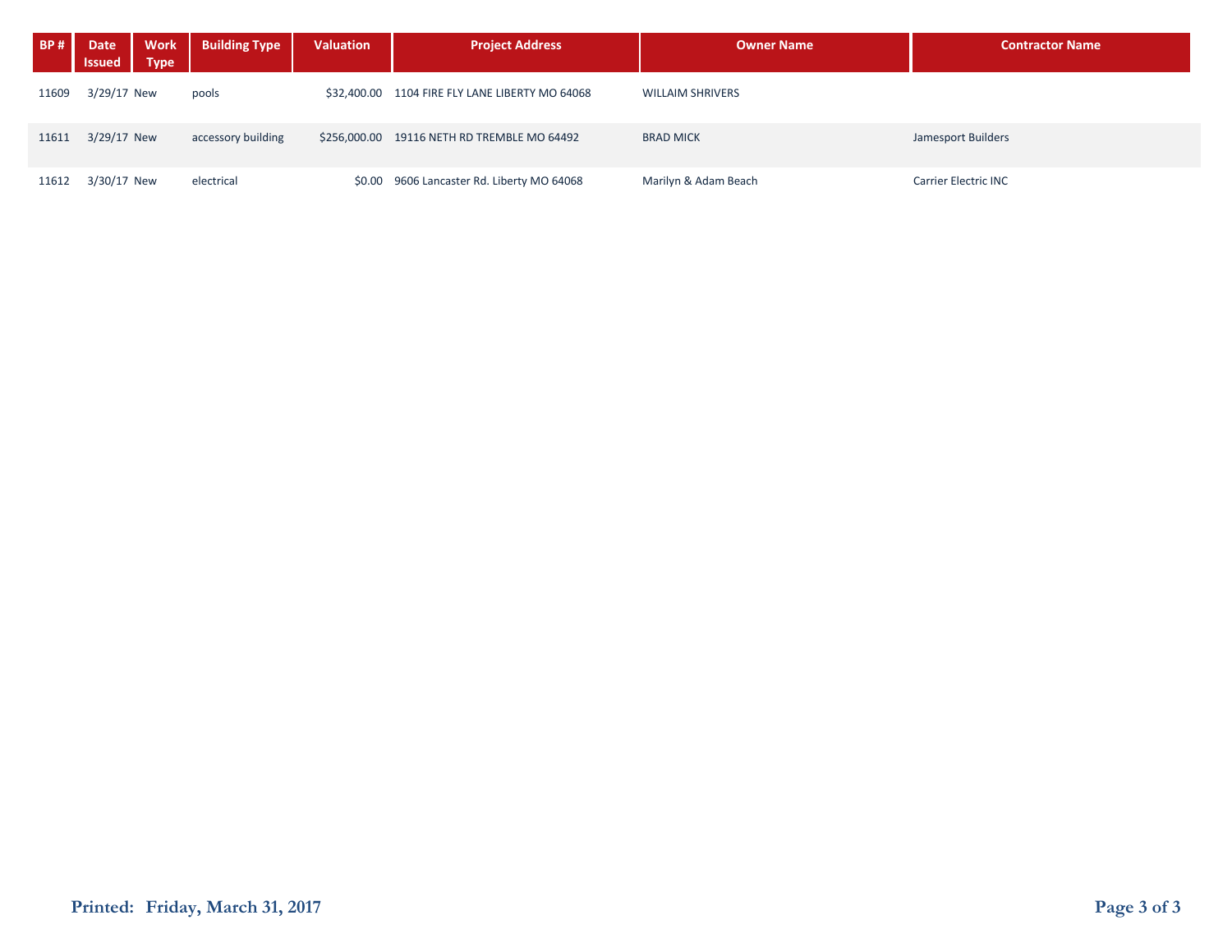| BP # | Date Issued | Work Type | Building Type | Valuation | Project Address | Owner Name | Contractor Name |
|---|---|---|---|---|---|---|---|
| 11609 | 3/29/17 | New | pools | $32,400.00 | 1104 FIRE FLY LANE LIBERTY MO 64068 | WILLAIM SHRIVERS | |
| 11611 | 3/29/17 | New | accessory building | $256,000.00 | 19116 NETH RD TREMBLE MO 64492 | BRAD MICK | Jamesport Builders |
| 11612 | 3/30/17 | New | electrical | $0.00 | 9606 Lancaster Rd. Liberty MO 64068 | Marilyn & Adam Beach | Carrier Electric INC |

**Printed: Friday, March 31, 2017**